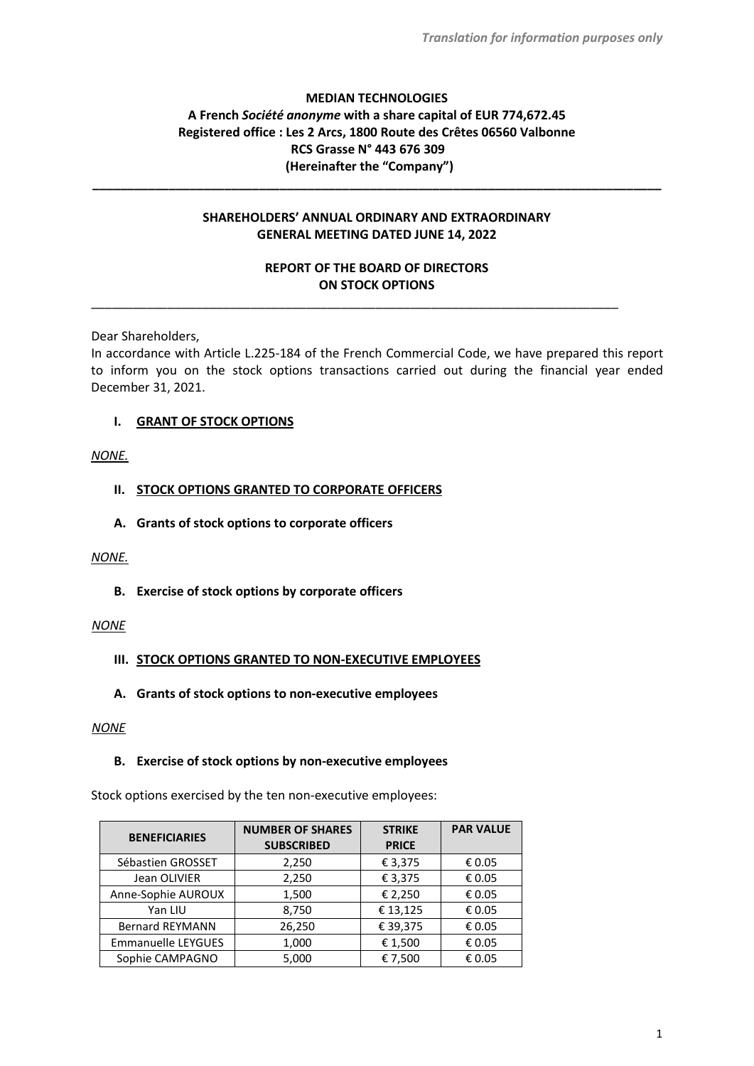*Translation for information purposes only*

**MEDIAN TECHNOLOGIES**
**A French *Société anonyme* with a share capital of EUR 774,672.45**
**Registered office : Les 2 Arcs, 1800 Route des Crêtes 06560 Valbonne**
**RCS Grasse N° 443 676 309**
**(Hereinafter the "Company")**

---

**SHAREHOLDERS' ANNUAL ORDINARY AND EXTRAORDINARY GENERAL MEETING DATED JUNE 14, 2022**

**REPORT OF THE BOARD OF DIRECTORS ON STOCK OPTIONS**

---

Dear Shareholders,
In accordance with Article L.225-184 of the French Commercial Code, we have prepared this report to inform you on the stock options transactions carried out during the financial year ended December 31, 2021.

## I. GRANT OF STOCK OPTIONS

*NONE.*

## II. STOCK OPTIONS GRANTED TO CORPORATE OFFICERS

### A. Grants of stock options to corporate officers

*NONE.*

### B. Exercise of stock options by corporate officers

*NONE*

## III. STOCK OPTIONS GRANTED TO NON-EXECUTIVE EMPLOYEES

### A. Grants of stock options to non-executive employees

*NONE*

### B. Exercise of stock options by non-executive employees

Stock options exercised by the ten non-executive employees:

| BENEFICIARIES | NUMBER OF SHARES SUBSCRIBED | STRIKE PRICE | PAR VALUE |
|---|---|---|---|
| Sébastien GROSSET | 2,250 | € 3,375 | € 0.05 |
| Jean OLIVIER | 2,250 | € 3,375 | € 0.05 |
| Anne-Sophie AUROUX | 1,500 | € 2,250 | € 0.05 |
| Yan LIU | 8,750 | € 13,125 | € 0.05 |
| Bernard REYMANN | 26,250 | € 39,375 | € 0.05 |
| Emmanuelle LEYGUES | 1,000 | € 1,500 | € 0.05 |
| Sophie CAMPAGNO | 5,000 | € 7,500 | € 0.05 |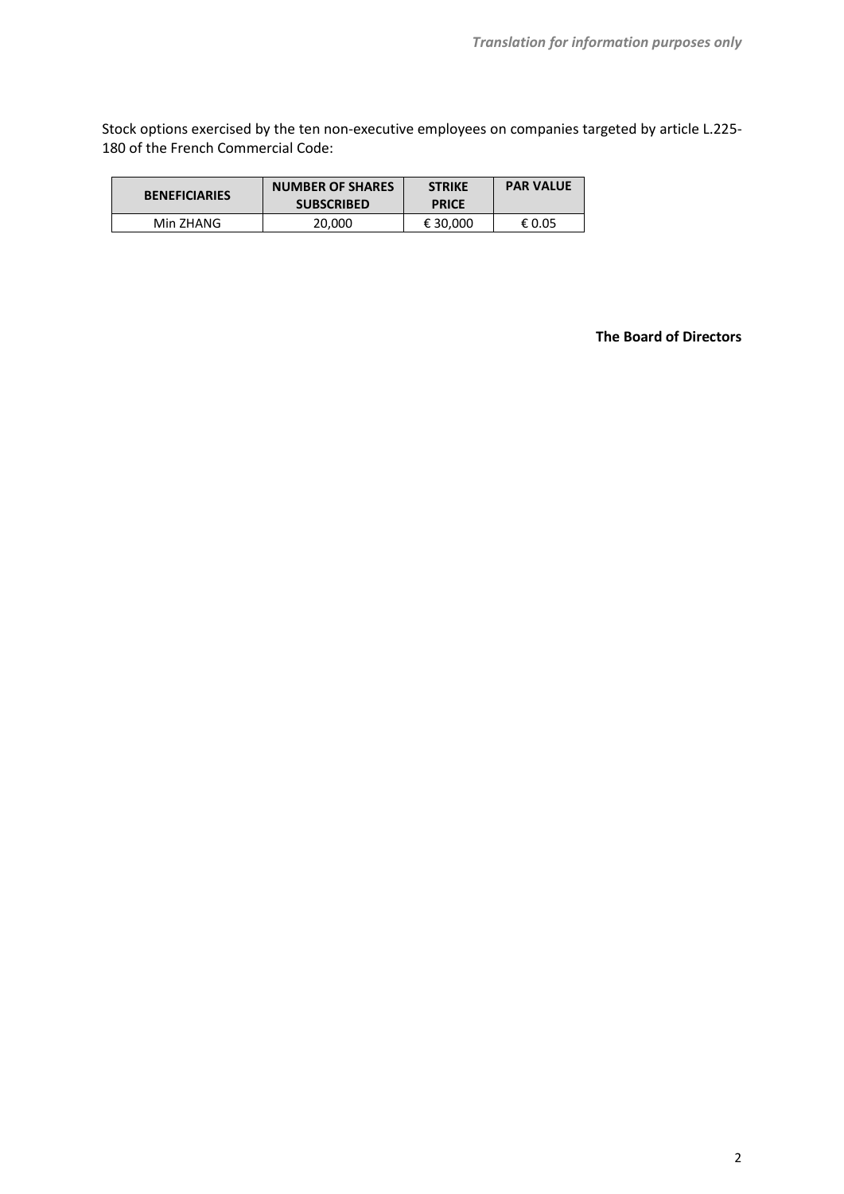Stock options exercised by the ten non-executive employees on companies targeted by article L.225-180 of the French Commercial Code:

| BENEFICIARIES | NUMBER OF SHARES SUBSCRIBED | STRIKE PRICE | PAR VALUE |
|---|---|---|---|
| Min ZHANG | 20,000 | € 30,000 | € 0.05 |

**The Board of Directors**